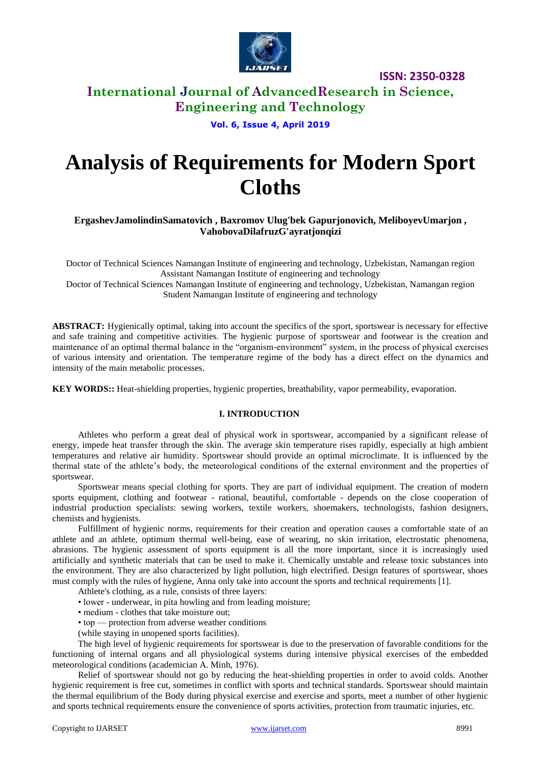# Analysis of Requirements for Modern Sport Cloths

**ErgashevJamolindinSamatovich , Baxromov Ulug'bek Gapurjonovich, MeliboyevUmarjon , VahobovaDilafruzG'ayratjonqizi**

Doctor of Technical Sciences Namangan Institute of engineering and technology, Uzbekistan, Namangan region
Assistant Namangan Institute of engineering and technology
Doctor of Technical Sciences Namangan Institute of engineering and technology, Uzbekistan, Namangan region
Student Namangan Institute of engineering and technology

**ABSTRACT:** Hygienically optimal, taking into account the specifics of the sport, sportswear is necessary for effective and safe training and competitive activities. The hygienic purpose of sportswear and footwear is the creation and maintenance of an optimal thermal balance in the "organism-environment" system, in the process of physical exercises of various intensity and orientation. The temperature regime of the body has a direct effect on the dynamics and intensity of the main metabolic processes.

**KEY WORDS::** Heat-shielding properties, hygienic properties, breathability, vapor permeability, evaporation.

## I. INTRODUCTION

Athletes who perform a great deal of physical work in sportswear, accompanied by a significant release of energy, impede heat transfer through the skin. The average skin temperature rises rapidly, especially at high ambient temperatures and relative air humidity. Sportswear should provide an optimal microclimate. It is influenced by the thermal state of the athlete's body, the meteorological conditions of the external environment and the properties of sportswear.

Sportswear means special clothing for sports. They are part of individual equipment. The creation of modern sports equipment, clothing and footwear - rational, beautiful, comfortable - depends on the close cooperation of industrial production specialists: sewing workers, textile workers, shoemakers, technologists, fashion designers, chemists and hygienists.

Fulfillment of hygienic norms, requirements for their creation and operation causes a comfortable state of an athlete and an athlete, optimum thermal well-being, ease of wearing, no skin irritation, electrostatic phenomena, abrasions. The hygienic assessment of sports equipment is all the more important, since it is increasingly used artificially and synthetic materials that can be used to make it. Chemically unstable and release toxic substances into the environment. They are also characterized by light pollution, high electrified. Design features of sportswear, shoes must comply with the rules of hygiene, Anna only take into account the sports and technical requirements [1].

Athlete's clothing, as a rule, consists of three layers:

- lower - underwear, in pita howling and from leading moisture;
- medium - clothes that take moisture out;
- top — protection from adverse weather conditions

(while staying in unopened sports facilities).

The high level of hygienic requirements for sportswear is due to the preservation of favorable conditions for the functioning of internal organs and all physiological systems during intensive physical exercises of the embedded meteorological conditions (academician A. Minh, 1976).

Relief of sportswear should not go by reducing the heat-shielding properties in order to avoid colds. Another hygienic requirement is free cut, sometimes in conflict with sports and technical standards. Sportswear should maintain the thermal equilibrium of the Body during physical exercise and exercise and sports, meet a number of other hygienic and sports technical requirements ensure the convenience of sports activities, protection from traumatic injuries, etc.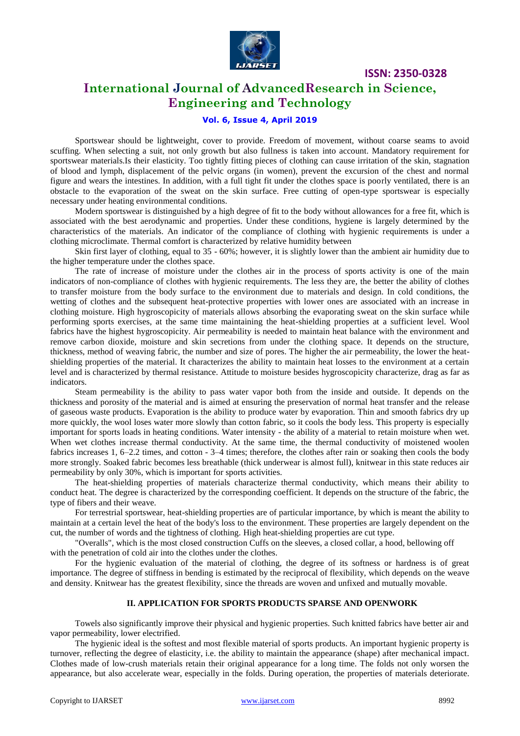Sportswear should be lightweight, cover to provide. Freedom of movement, without coarse seams to avoid scuffing. When selecting a suit, not only growth but also fullness is taken into account. Mandatory requirement for sportswear materials.Is their elasticity. Too tightly fitting pieces of clothing can cause irritation of the skin, stagnation of blood and lymph, displacement of the pelvic organs (in women), prevent the excursion of the chest and normal figure and wears the intestines. In addition, with a full tight fit under the clothes space is poorly ventilated, there is an obstacle to the evaporation of the sweat on the skin surface. Free cutting of open-type sportswear is especially necessary under heating environmental conditions.

Modern sportswear is distinguished by a high degree of fit to the body without allowances for a free fit, which is associated with the best aerodynamic and properties. Under these conditions, hygiene is largely determined by the characteristics of the materials. An indicator of the compliance of clothing with hygienic requirements is under a clothing microclimate. Thermal comfort is characterized by relative humidity between

Skin first layer of clothing, equal to 35 - 60%; however, it is slightly lower than the ambient air humidity due to the higher temperature under the clothes space.

The rate of increase of moisture under the clothes air in the process of sports activity is one of the main indicators of non-compliance of clothes with hygienic requirements. The less they are, the better the ability of clothes to transfer moisture from the body surface to the environment due to materials and design. In cold conditions, the wetting of clothes and the subsequent heat-protective properties with lower ones are associated with an increase in clothing moisture. High hygroscopicity of materials allows absorbing the evaporating sweat on the skin surface while performing sports exercises, at the same time maintaining the heat-shielding properties at a sufficient level. Wool fabrics have the highest hygroscopicity. Air permeability is needed to maintain heat balance with the environment and remove carbon dioxide, moisture and skin secretions from under the clothing space. It depends on the structure, thickness, method of weaving fabric, the number and size of pores. The higher the air permeability, the lower the heat-shielding properties of the material. It characterizes the ability to maintain heat losses to the environment at a certain level and is characterized by thermal resistance. Attitude to moisture besides hygroscopicity characterize, drag as far as indicators.

Steam permeability is the ability to pass water vapor both from the inside and outside. It depends on the thickness and porosity of the material and is aimed at ensuring the preservation of normal heat transfer and the release of gaseous waste products. Evaporation is the ability to produce water by evaporation. Thin and smooth fabrics dry up more quickly, the wool loses water more slowly than cotton fabric, so it cools the body less. This property is especially important for sports loads in heating conditions. Water intensity - the ability of a material to retain moisture when wet. When wet clothes increase thermal conductivity. At the same time, the thermal conductivity of moistened woolen fabrics increases 1, 6–2.2 times, and cotton - 3–4 times; therefore, the clothes after rain or soaking then cools the body more strongly. Soaked fabric becomes less breathable (thick underwear is almost full), knitwear in this state reduces air permeability by only 30%, which is important for sports activities.

The heat-shielding properties of materials characterize thermal conductivity, which means their ability to conduct heat. The degree is characterized by the corresponding coefficient. It depends on the structure of the fabric, the type of fibers and their weave.

For terrestrial sportswear, heat-shielding properties are of particular importance, by which is meant the ability to maintain at a certain level the heat of the body's loss to the environment. These properties are largely dependent on the cut, the number of words and the tightness of clothing. High heat-shielding properties are cut type.

"Overalls", which is the most closed construction Cuffs on the sleeves, a closed collar, a hood, bellowing off with the penetration of cold air into the clothes under the clothes.

For the hygienic evaluation of the material of clothing, the degree of its softness or hardness is of great importance. The degree of stiffness in bending is estimated by the reciprocal of flexibility, which depends on the weave and density. Knitwear has the greatest flexibility, since the threads are woven and unfixed and mutually movable.

## II. APPLICATION FOR SPORTS PRODUCTS SPARSE AND OPENWORK

Towels also significantly improve their physical and hygienic properties. Such knitted fabrics have better air and vapor permeability, lower electrified.

The hygienic ideal is the softest and most flexible material of sports products. An important hygienic property is turnover, reflecting the degree of elasticity, i.e. the ability to maintain the appearance (shape) after mechanical impact. Clothes made of low-crush materials retain their original appearance for a long time. The folds not only worsen the appearance, but also accelerate wear, especially in the folds. During operation, the properties of materials deteriorate.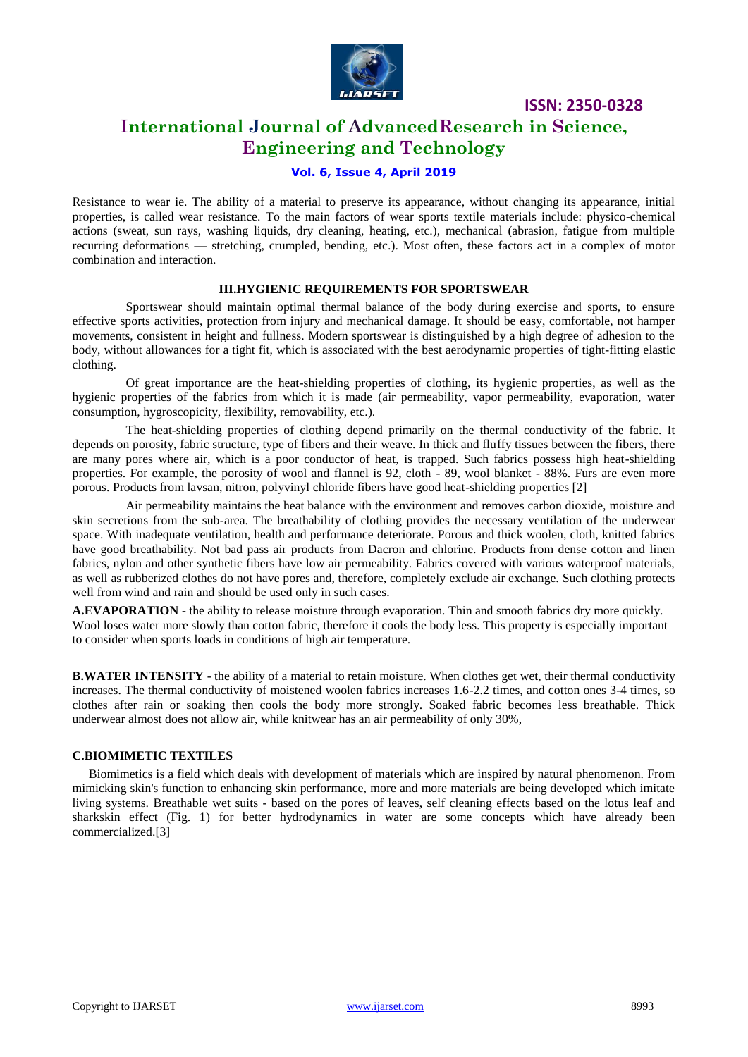Resistance to wear ie. The ability of a material to preserve its appearance, without changing its appearance, initial properties, is called wear resistance. To the main factors of wear sports textile materials include: physico-chemical actions (sweat, sun rays, washing liquids, dry cleaning, heating, etc.), mechanical (abrasion, fatigue from multiple recurring deformations — stretching, crumpled, bending, etc.). Most often, these factors act in a complex of motor combination and interaction.

## III.HYGIENIC REQUIREMENTS FOR SPORTSWEAR

Sportswear should maintain optimal thermal balance of the body during exercise and sports, to ensure effective sports activities, protection from injury and mechanical damage. It should be easy, comfortable, not hamper movements, consistent in height and fullness. Modern sportswear is distinguished by a high degree of adhesion to the body, without allowances for a tight fit, which is associated with the best aerodynamic properties of tight-fitting elastic clothing.

Of great importance are the heat-shielding properties of clothing, its hygienic properties, as well as the hygienic properties of the fabrics from which it is made (air permeability, vapor permeability, evaporation, water consumption, hygroscopicity, flexibility, removability, etc.).

The heat-shielding properties of clothing depend primarily on the thermal conductivity of the fabric. It depends on porosity, fabric structure, type of fibers and their weave. In thick and fluffy tissues between the fibers, there are many pores where air, which is a poor conductor of heat, is trapped. Such fabrics possess high heat-shielding properties. For example, the porosity of wool and flannel is 92, cloth - 89, wool blanket - 88%. Furs are even more porous. Products from lavsan, nitron, polyvinyl chloride fibers have good heat-shielding properties [2]

Air permeability maintains the heat balance with the environment and removes carbon dioxide, moisture and skin secretions from the sub-area. The breathability of clothing provides the necessary ventilation of the underwear space. With inadequate ventilation, health and performance deteriorate. Porous and thick woolen, cloth, knitted fabrics have good breathability. Not bad pass air products from Dacron and chlorine. Products from dense cotton and linen fabrics, nylon and other synthetic fibers have low air permeability. Fabrics covered with various waterproof materials, as well as rubberized clothes do not have pores and, therefore, completely exclude air exchange. Such clothing protects well from wind and rain and should be used only in such cases.

**A.EVAPORATION** - the ability to release moisture through evaporation. Thin and smooth fabrics dry more quickly. Wool loses water more slowly than cotton fabric, therefore it cools the body less. This property is especially important to consider when sports loads in conditions of high air temperature.

**B.WATER INTENSITY** - the ability of a material to retain moisture. When clothes get wet, their thermal conductivity increases. The thermal conductivity of moistened woolen fabrics increases 1.6-2.2 times, and cotton ones 3-4 times, so clothes after rain or soaking then cools the body more strongly. Soaked fabric becomes less breathable. Thick underwear almost does not allow air, while knitwear has an air permeability of only 30%,

### C.BIOMIMETIC TEXTILES

Biomimetics is a field which deals with development of materials which are inspired by natural phenomenon. From mimicking skin's function to enhancing skin performance, more and more materials are being developed which imitate living systems. Breathable wet suits - based on the pores of leaves, self cleaning effects based on the lotus leaf and sharkskin effect (Fig. 1) for better hydrodynamics in water are some concepts which have already been commercialized.[3]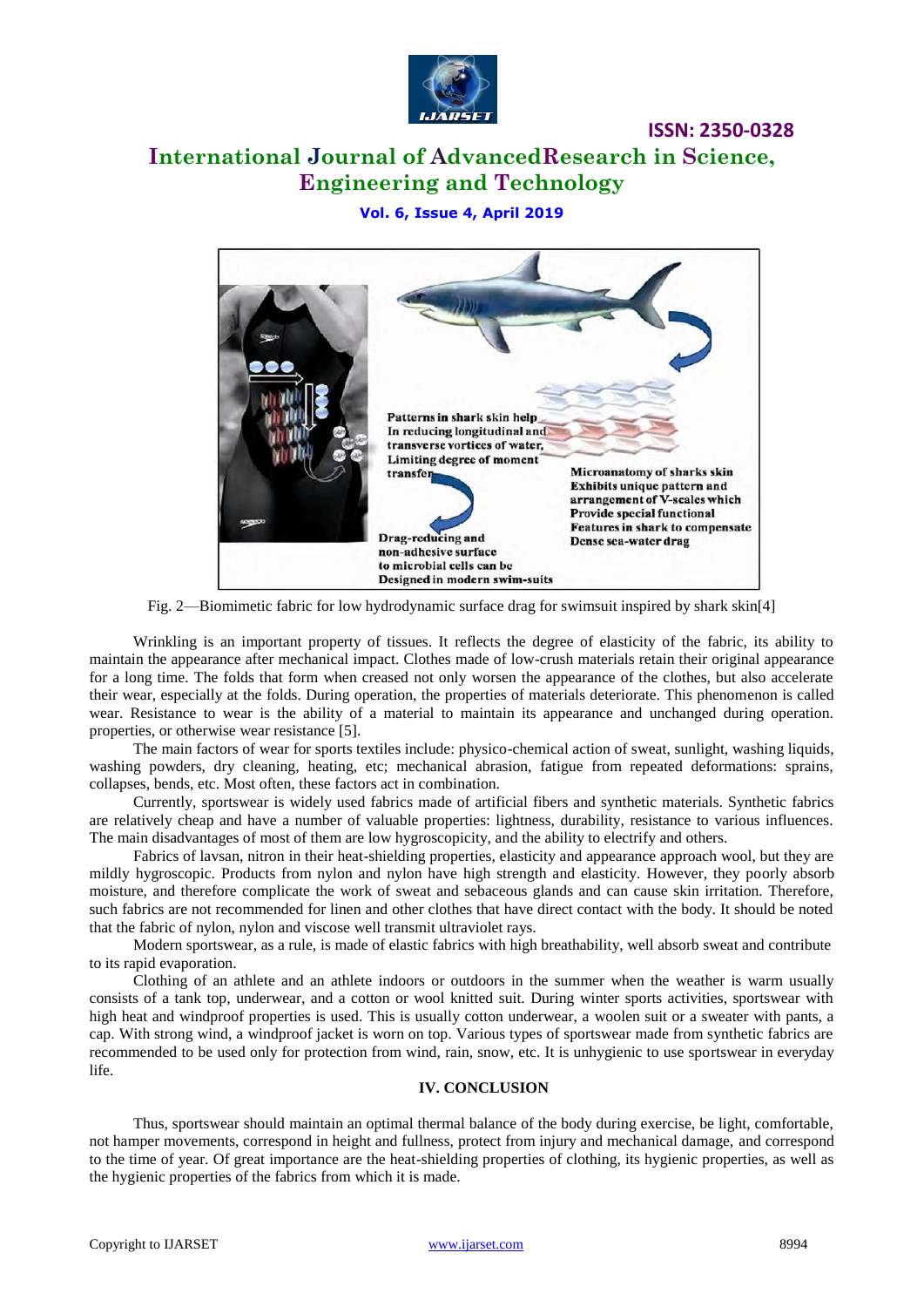Fig. 2—Biomimetic fabric for low hydrodynamic surface drag for swimsuit inspired by shark skin[4]

Wrinkling is an important property of tissues. It reflects the degree of elasticity of the fabric, its ability to maintain the appearance after mechanical impact. Clothes made of low-crush materials retain their original appearance for a long time. The folds that form when creased not only worsen the appearance of the clothes, but also accelerate their wear, especially at the folds. During operation, the properties of materials deteriorate. This phenomenon is called wear. Resistance to wear is the ability of a material to maintain its appearance and unchanged during operation. properties, or otherwise wear resistance [5].

The main factors of wear for sports textiles include: physico-chemical action of sweat, sunlight, washing liquids, washing powders, dry cleaning, heating, etc; mechanical abrasion, fatigue from repeated deformations: sprains, collapses, bends, etc. Most often, these factors act in combination.

Currently, sportswear is widely used fabrics made of artificial fibers and synthetic materials. Synthetic fabrics are relatively cheap and have a number of valuable properties: lightness, durability, resistance to various influences. The main disadvantages of most of them are low hygroscopicity, and the ability to electrify and others.

Fabrics of lavsan, nitron in their heat-shielding properties, elasticity and appearance approach wool, but they are mildly hygroscopic. Products from nylon and nylon have high strength and elasticity. However, they poorly absorb moisture, and therefore complicate the work of sweat and sebaceous glands and can cause skin irritation. Therefore, such fabrics are not recommended for linen and other clothes that have direct contact with the body. It should be noted that the fabric of nylon, nylon and viscose well transmit ultraviolet rays.

Modern sportswear, as a rule, is made of elastic fabrics with high breathability, well absorb sweat and contribute to its rapid evaporation.

Clothing of an athlete and an athlete indoors or outdoors in the summer when the weather is warm usually consists of a tank top, underwear, and a cotton or wool knitted suit. During winter sports activities, sportswear with high heat and windproof properties is used. This is usually cotton underwear, a woolen suit or a sweater with pants, a cap. With strong wind, a windproof jacket is worn on top. Various types of sportswear made from synthetic fabrics are recommended to be used only for protection from wind, rain, snow, etc. It is unhygienic to use sportswear in everyday life.

## IV. CONCLUSION

Thus, sportswear should maintain an optimal thermal balance of the body during exercise, be light, comfortable, not hamper movements, correspond in height and fullness, protect from injury and mechanical damage, and correspond to the time of year. Of great importance are the heat-shielding properties of clothing, its hygienic properties, as well as the hygienic properties of the fabrics from which it is made.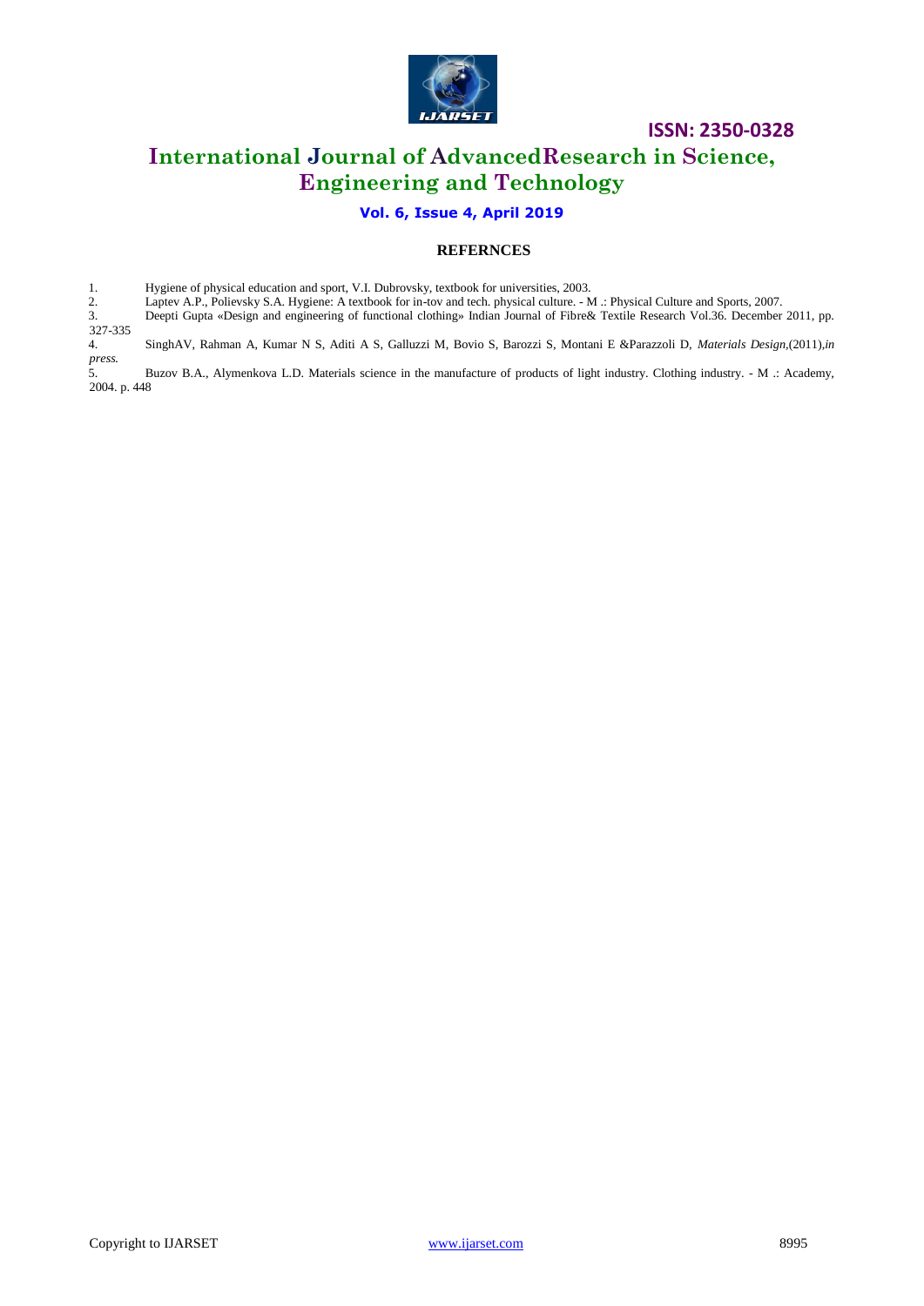## REFERNCES

1. Hygiene of physical education and sport, V.I. Dubrovsky, textbook for universities, 2003.
2. Laptev A.P., Polievsky S.A. Hygiene: A textbook for in-tov and tech. physical culture. - M .: Physical Culture and Sports, 2007.
3. Deepti Gupta «Design and engineering of functional clothing» Indian Journal of Fibre& Textile Research Vol.36. December 2011, pp. 327-335
4. SinghAV, Rahman A, Kumar N S, Aditi A S, Galluzzi M, Bovio S, Barozzi S, Montani E &Parazzoli D, *Materials Design*,(2011),*in press.*
5. Buzov B.A., Alymenkova L.D. Materials science in the manufacture of products of light industry. Clothing industry. - M .: Academy, 2004. p. 448